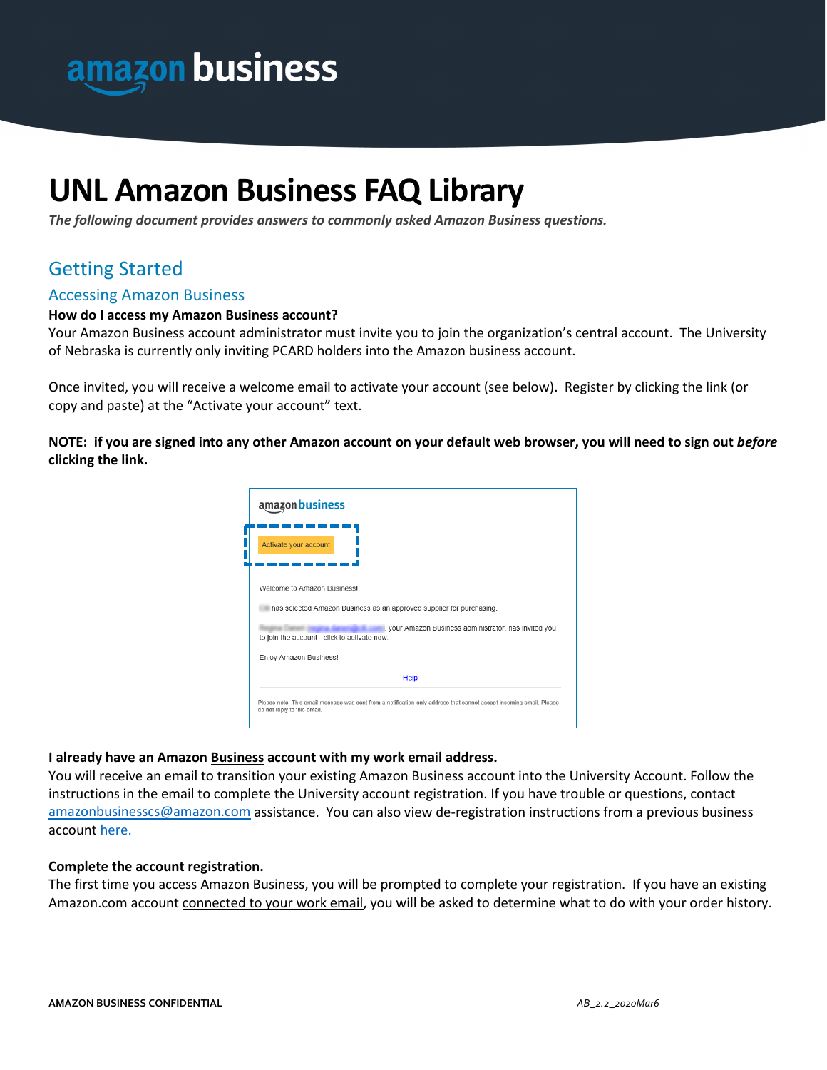# UNL Amazon Business FAQ Library

***The following document provides answers to commonly asked Amazon Business questions.***

## Getting Started

### Accessing Amazon Business

**How do I access my Amazon Business account?**

Your Amazon Business account administrator must invite you to join the organization's central account. The University of Nebraska is currently only inviting PCARD holders into the Amazon business account.

Once invited, you will receive a welcome email to activate your account (see below). Register by clicking the link (or copy and paste) at the "Activate your account" text.

**NOTE: if you are signed into any other Amazon account on your default web browser, you will need to sign out *before* clicking the link.**

**I already have an Amazon Business account with my work email address.**

You will receive an email to transition your existing Amazon Business account into the University Account. Follow the instructions in the email to complete the University account registration. If you have trouble or questions, contact amazonbusinesscs@amazon.com assistance. You can also view de-registration instructions from a previous business account here.

**Complete the account registration.**

The first time you access Amazon Business, you will be prompted to complete your registration. If you have an existing Amazon.com account connected to your work email, you will be asked to determine what to do with your order history.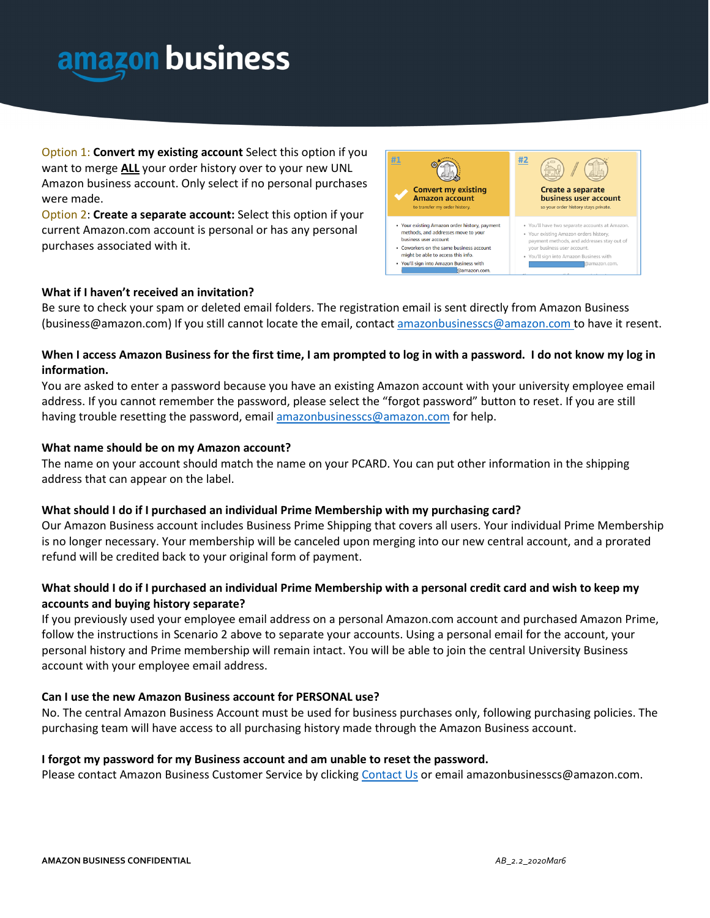Option 1: **Convert my existing account** Select this option if you want to merge **ALL** your order history over to your new UNL Amazon business account. Only select if no personal purchases were made.

Option 2: **Create a separate account:** Select this option if your current Amazon.com account is personal or has any personal purchases associated with it.

| #1 Convert my existing Amazon account to transfer my order history. | #2 Create a separate business user account so your order history stays private. |
| --- | --- |
| • Your existing Amazon order history, payment methods, and addresses move to your business user account<br>• Coworkers on the same business account might be able to access this info.<br>• You'll sign into Amazon Business with @amazon.com. | • You'll have two separate accounts at Amazon.<br>• Your existing Amazon orders history, payment methods, and addresses stay out of your business user account.<br>• You'll sign into Amazon Business with @amazon.com. |

**What if I haven't received an invitation?**
Be sure to check your spam or deleted email folders. The registration email is sent directly from Amazon Business (business@amazon.com) If you still cannot locate the email, contact amazonbusinesscs@amazon.com to have it resent.

**When I access Amazon Business for the first time, I am prompted to log in with a password. I do not know my log in information.**
You are asked to enter a password because you have an existing Amazon account with your university employee email address. If you cannot remember the password, please select the "forgot password" button to reset. If you are still having trouble resetting the password, email amazonbusinesscs@amazon.com for help.

**What name should be on my Amazon account?**
The name on your account should match the name on your PCARD. You can put other information in the shipping address that can appear on the label.

**What should I do if I purchased an individual Prime Membership with my purchasing card?**
Our Amazon Business account includes Business Prime Shipping that covers all users. Your individual Prime Membership is no longer necessary. Your membership will be canceled upon merging into our new central account, and a prorated refund will be credited back to your original form of payment.

**What should I do if I purchased an individual Prime Membership with a personal credit card and wish to keep my accounts and buying history separate?**
If you previously used your employee email address on a personal Amazon.com account and purchased Amazon Prime, follow the instructions in Scenario 2 above to separate your accounts. Using a personal email for the account, your personal history and Prime membership will remain intact. You will be able to join the central University Business account with your employee email address.

**Can I use the new Amazon Business account for PERSONAL use?**
No. The central Amazon Business Account must be used for business purchases only, following purchasing policies. The purchasing team will have access to all purchasing history made through the Amazon Business account.

**I forgot my password for my Business account and am unable to reset the password.**
Please contact Amazon Business Customer Service by clicking Contact Us or email amazonbusinesscs@amazon.com.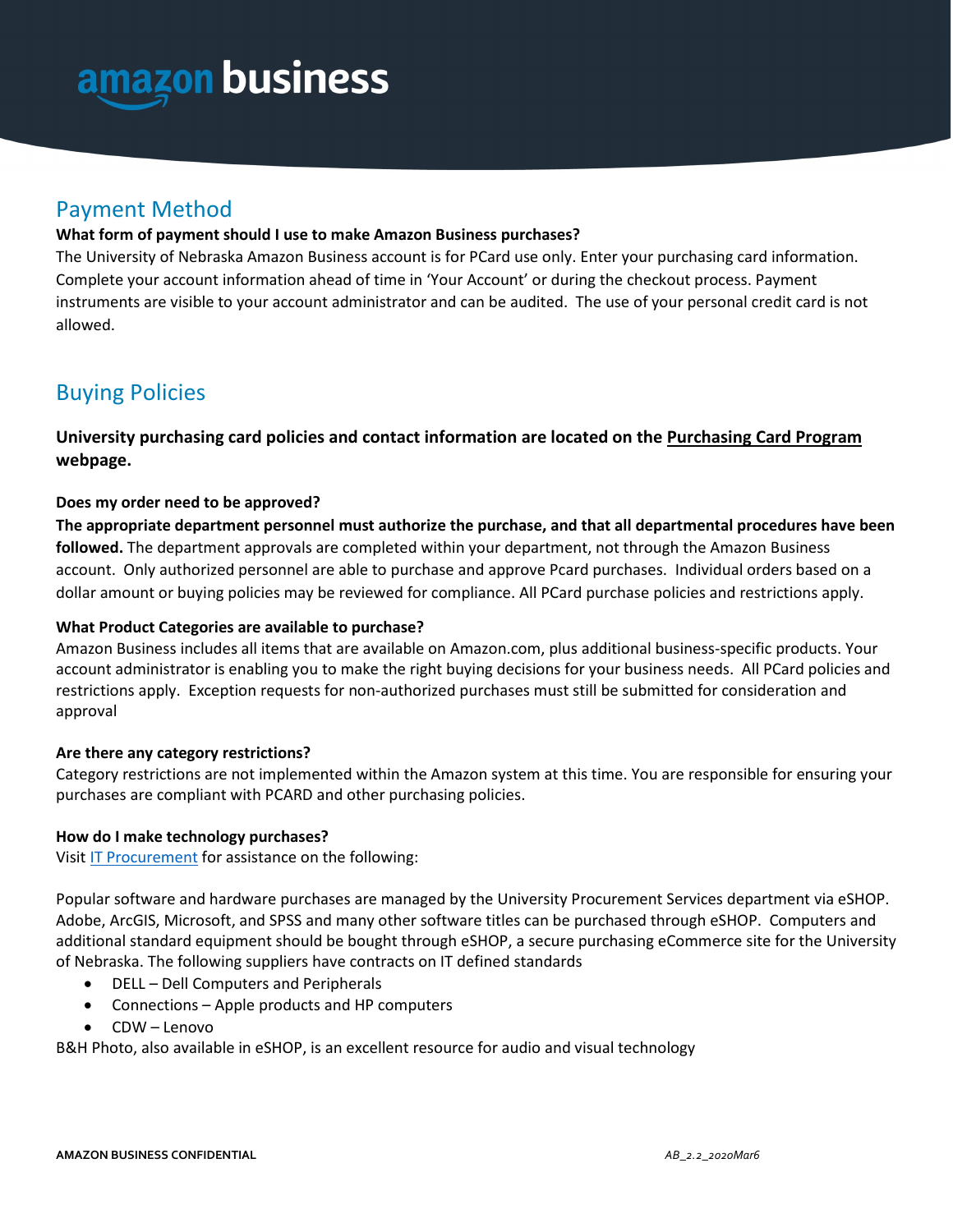## Payment Method

**What form of payment should I use to make Amazon Business purchases?**

The University of Nebraska Amazon Business account is for PCard use only. Enter your purchasing card information. Complete your account information ahead of time in 'Your Account' or during the checkout process. Payment instruments are visible to your account administrator and can be audited. The use of your personal credit card is not allowed.

## Buying Policies

**University purchasing card policies and contact information are located on the Purchasing Card Program webpage.**

**Does my order need to be approved?**

**The appropriate department personnel must authorize the purchase, and that all departmental procedures have been followed.** The department approvals are completed within your department, not through the Amazon Business account. Only authorized personnel are able to purchase and approve Pcard purchases. Individual orders based on a dollar amount or buying policies may be reviewed for compliance. All PCard purchase policies and restrictions apply.

**What Product Categories are available to purchase?**

Amazon Business includes all items that are available on Amazon.com, plus additional business-specific products. Your account administrator is enabling you to make the right buying decisions for your business needs. All PCard policies and restrictions apply. Exception requests for non-authorized purchases must still be submitted for consideration and approval

**Are there any category restrictions?**

Category restrictions are not implemented within the Amazon system at this time. You are responsible for ensuring your purchases are compliant with PCARD and other purchasing policies.

**How do I make technology purchases?**

Visit IT Procurement for assistance on the following:

Popular software and hardware purchases are managed by the University Procurement Services department via eSHOP. Adobe, ArcGIS, Microsoft, and SPSS and many other software titles can be purchased through eSHOP. Computers and additional standard equipment should be bought through eSHOP, a secure purchasing eCommerce site for the University of Nebraska. The following suppliers have contracts on IT defined standards

- DELL – Dell Computers and Peripherals
- Connections – Apple products and HP computers
- CDW – Lenovo

B&H Photo, also available in eSHOP, is an excellent resource for audio and visual technology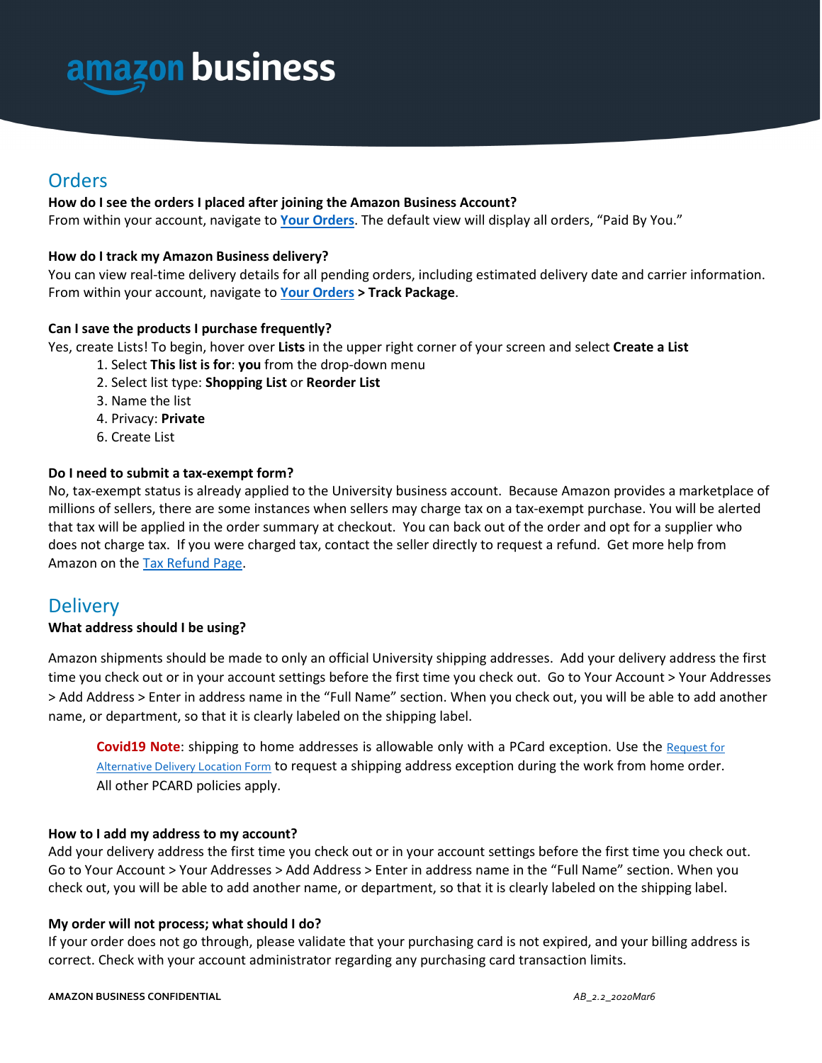## Orders

**How do I see the orders I placed after joining the Amazon Business Account?**
From within your account, navigate to **Your Orders**. The default view will display all orders, "Paid By You."

**How do I track my Amazon Business delivery?**
You can view real-time delivery details for all pending orders, including estimated delivery date and carrier information. From within your account, navigate to **Your Orders > Track Package**.

**Can I save the products I purchase frequently?**
Yes, create Lists! To begin, hover over **Lists** in the upper right corner of your screen and select **Create a List**

1. Select **This list is for**: **you** from the drop-down menu
2. Select list type: **Shopping List** or **Reorder List**
3. Name the list
4. Privacy: **Private**
6. Create List

**Do I need to submit a tax-exempt form?**
No, tax-exempt status is already applied to the University business account. Because Amazon provides a marketplace of millions of sellers, there are some instances when sellers may charge tax on a tax-exempt purchase. You will be alerted that tax will be applied in the order summary at checkout. You can back out of the order and opt for a supplier who does not charge tax. If you were charged tax, contact the seller directly to request a refund. Get more help from Amazon on the Tax Refund Page.

## Delivery

**What address should I be using?**

Amazon shipments should be made to only an official University shipping addresses. Add your delivery address the first time you check out or in your account settings before the first time you check out. Go to Your Account > Your Addresses > Add Address > Enter in address name in the "Full Name" section. When you check out, you will be able to add another name, or department, so that it is clearly labeled on the shipping label.

> **Covid19 Note**: shipping to home addresses is allowable only with a PCard exception. Use the Request for Alternative Delivery Location Form to request a shipping address exception during the work from home order. All other PCARD policies apply.

**How to I add my address to my account?**
Add your delivery address the first time you check out or in your account settings before the first time you check out. Go to Your Account > Your Addresses > Add Address > Enter in address name in the "Full Name" section. When you check out, you will be able to add another name, or department, so that it is clearly labeled on the shipping label.

**My order will not process; what should I do?**
If your order does not go through, please validate that your purchasing card is not expired, and your billing address is correct. Check with your account administrator regarding any purchasing card transaction limits.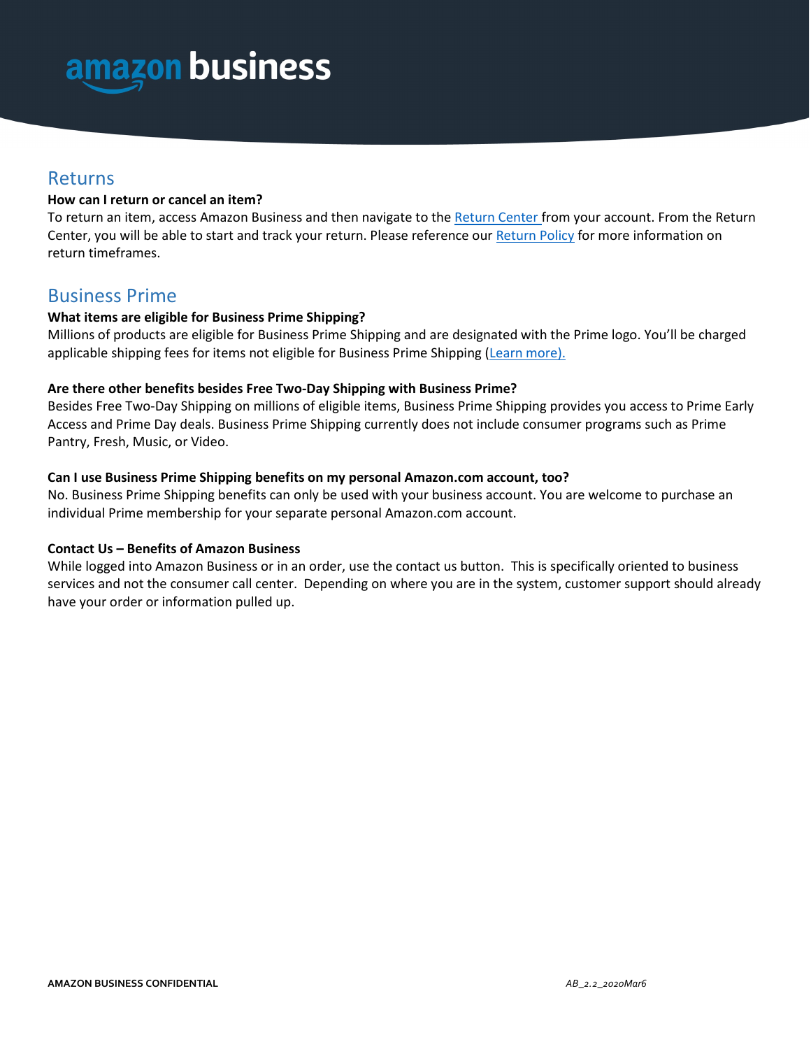## Returns

**How can I return or cancel an item?**

To return an item, access Amazon Business and then navigate to the Return Center from your account. From the Return Center, you will be able to start and track your return. Please reference our Return Policy for more information on return timeframes.

## Business Prime

**What items are eligible for Business Prime Shipping?**

Millions of products are eligible for Business Prime Shipping and are designated with the Prime logo. You'll be charged applicable shipping fees for items not eligible for Business Prime Shipping (Learn more).

**Are there other benefits besides Free Two-Day Shipping with Business Prime?**

Besides Free Two-Day Shipping on millions of eligible items, Business Prime Shipping provides you access to Prime Early Access and Prime Day deals. Business Prime Shipping currently does not include consumer programs such as Prime Pantry, Fresh, Music, or Video.

**Can I use Business Prime Shipping benefits on my personal Amazon.com account, too?**

No. Business Prime Shipping benefits can only be used with your business account. You are welcome to purchase an individual Prime membership for your separate personal Amazon.com account.

**Contact Us – Benefits of Amazon Business**

While logged into Amazon Business or in an order, use the contact us button. This is specifically oriented to business services and not the consumer call center. Depending on where you are in the system, customer support should already have your order or information pulled up.